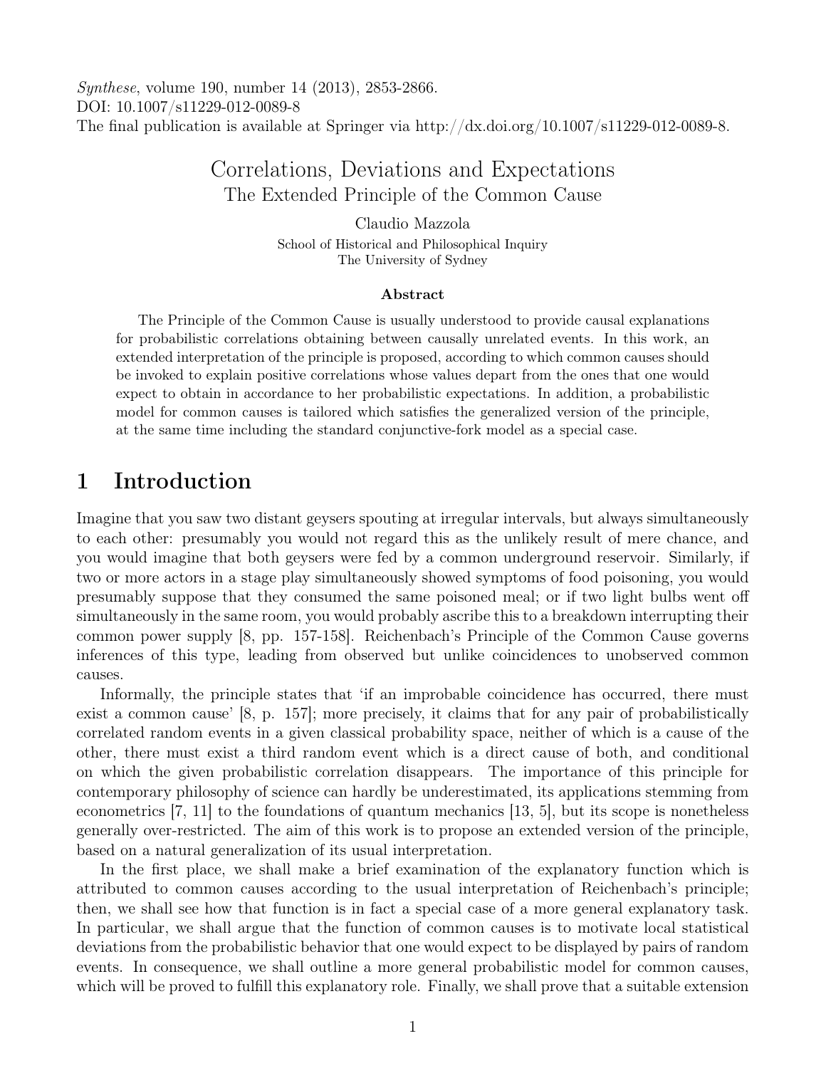*Synthese*, volume 190, number 14 (2013), 2853-2866.
DOI: 10.1007/s11229-012-0089-8
The final publication is available at Springer via http://dx.doi.org/10.1007/s11229-012-0089-8.

# Correlations, Deviations and Expectations
## The Extended Principle of the Common Cause

Claudio Mazzola

School of Historical and Philosophical Inquiry
The University of Sydney

### Abstract

The Principle of the Common Cause is usually understood to provide causal explanations for probabilistic correlations obtaining between causally unrelated events. In this work, an extended interpretation of the principle is proposed, according to which common causes should be invoked to explain positive correlations whose values depart from the ones that one would expect to obtain in accordance to her probabilistic expectations. In addition, a probabilistic model for common causes is tailored which satisfies the generalized version of the principle, at the same time including the standard conjunctive-fork model as a special case.

## 1 Introduction

Imagine that you saw two distant geysers spouting at irregular intervals, but always simultaneously to each other: presumably you would not regard this as the unlikely result of mere chance, and you would imagine that both geysers were fed by a common underground reservoir. Similarly, if two or more actors in a stage play simultaneously showed symptoms of food poisoning, you would presumably suppose that they consumed the same poisoned meal; or if two light bulbs went off simultaneously in the same room, you would probably ascribe this to a breakdown interrupting their common power supply [8, pp. 157-158]. Reichenbach's Principle of the Common Cause governs inferences of this type, leading from observed but unlike coincidences to unobserved common causes.

Informally, the principle states that 'if an improbable coincidence has occurred, there must exist a common cause' [8, p. 157]; more precisely, it claims that for any pair of probabilistically correlated random events in a given classical probability space, neither of which is a cause of the other, there must exist a third random event which is a direct cause of both, and conditional on which the given probabilistic correlation disappears. The importance of this principle for contemporary philosophy of science can hardly be underestimated, its applications stemming from econometrics [7, 11] to the foundations of quantum mechanics [13, 5], but its scope is nonetheless generally over-restricted. The aim of this work is to propose an extended version of the principle, based on a natural generalization of its usual interpretation.

In the first place, we shall make a brief examination of the explanatory function which is attributed to common causes according to the usual interpretation of Reichenbach's principle; then, we shall see how that function is in fact a special case of a more general explanatory task. In particular, we shall argue that the function of common causes is to motivate local statistical deviations from the probabilistic behavior that one would expect to be displayed by pairs of random events. In consequence, we shall outline a more general probabilistic model for common causes, which will be proved to fulfill this explanatory role. Finally, we shall prove that a suitable extension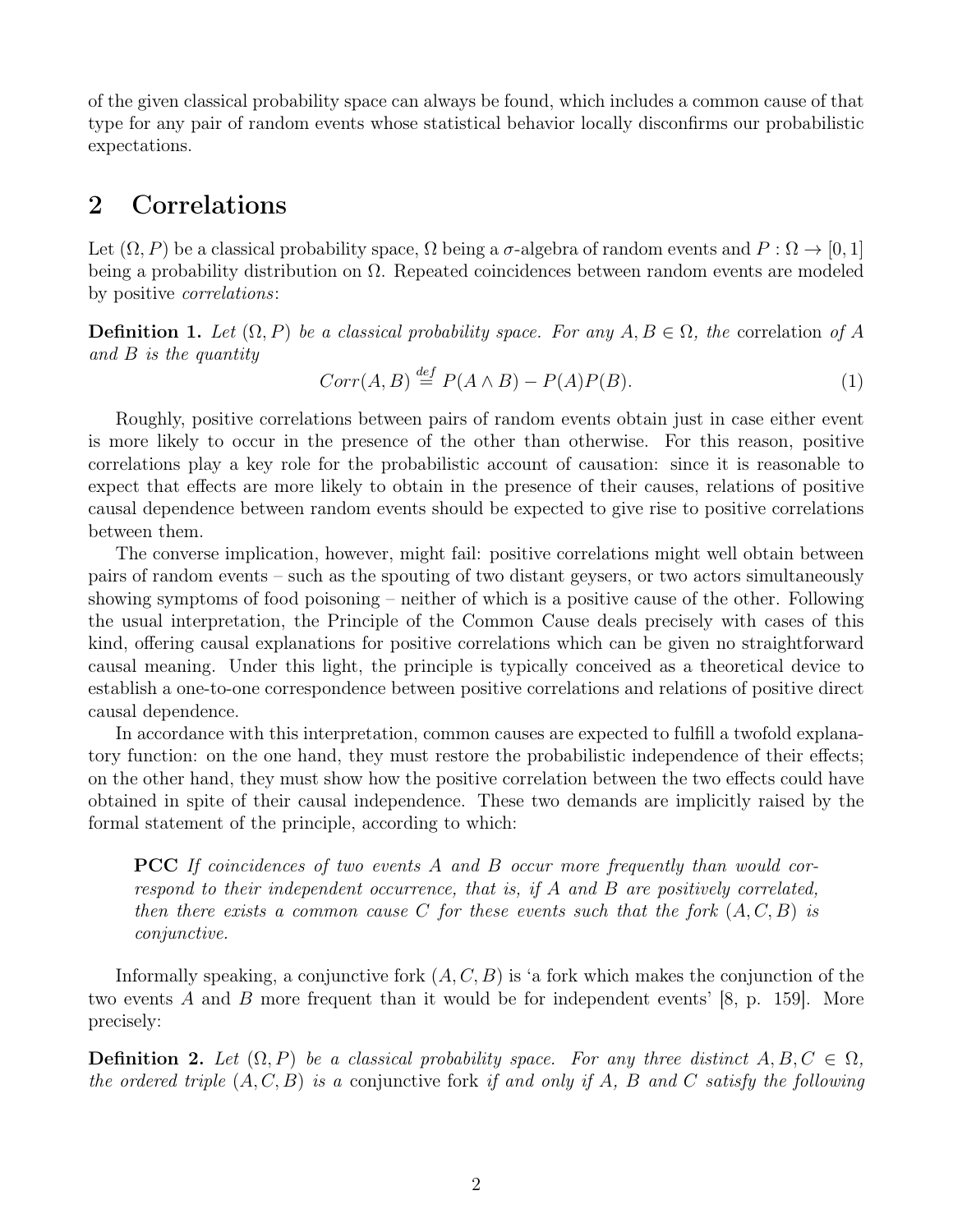of the given classical probability space can always be found, which includes a common cause of that type for any pair of random events whose statistical behavior locally disconfirms our probabilistic expectations.

## 2 Correlations

Let $(\Omega, P)$ be a classical probability space, $\Omega$ being a $\sigma$-algebra of random events and $P : \Omega \to [0, 1]$ being a probability distribution on $\Omega$. Repeated coincidences between random events are modeled by positive *correlations*:

**Definition 1.** *Let $(\Omega, P)$ be a classical probability space. For any $A, B \in \Omega$, the* correlation *of $A$ and $B$ is the quantity*

$$Corr(A, B) \stackrel{def}{=} P(A \wedge B) - P(A)P(B). \tag{1}$$

Roughly, positive correlations between pairs of random events obtain just in case either event is more likely to occur in the presence of the other than otherwise. For this reason, positive correlations play a key role for the probabilistic account of causation: since it is reasonable to expect that effects are more likely to obtain in the presence of their causes, relations of positive causal dependence between random events should be expected to give rise to positive correlations between them.

The converse implication, however, might fail: positive correlations might well obtain between pairs of random events – such as the spouting of two distant geysers, or two actors simultaneously showing symptoms of food poisoning – neither of which is a positive cause of the other. Following the usual interpretation, the Principle of the Common Cause deals precisely with cases of this kind, offering causal explanations for positive correlations which can be given no straightforward causal meaning. Under this light, the principle is typically conceived as a theoretical device to establish a one-to-one correspondence between positive correlations and relations of positive direct causal dependence.

In accordance with this interpretation, common causes are expected to fulfill a twofold explanatory function: on the one hand, they must restore the probabilistic independence of their effects; on the other hand, they must show how the positive correlation between the two effects could have obtained in spite of their causal independence. These two demands are implicitly raised by the formal statement of the principle, according to which:

> **PCC** *If coincidences of two events $A$ and $B$ occur more frequently than would correspond to their independent occurrence, that is, if $A$ and $B$ are positively correlated, then there exists a common cause $C$ for these events such that the fork $(A, C, B)$ is conjunctive.*

Informally speaking, a conjunctive fork $(A, C, B)$ is 'a fork which makes the conjunction of the two events $A$ and $B$ more frequent than it would be for independent events' [8, p. 159]. More precisely:

**Definition 2.** *Let $(\Omega, P)$ be a classical probability space. For any three distinct $A, B, C \in \Omega$, the ordered triple $(A, C, B)$ is a* conjunctive fork *if and only if $A$, $B$ and $C$ satisfy the following*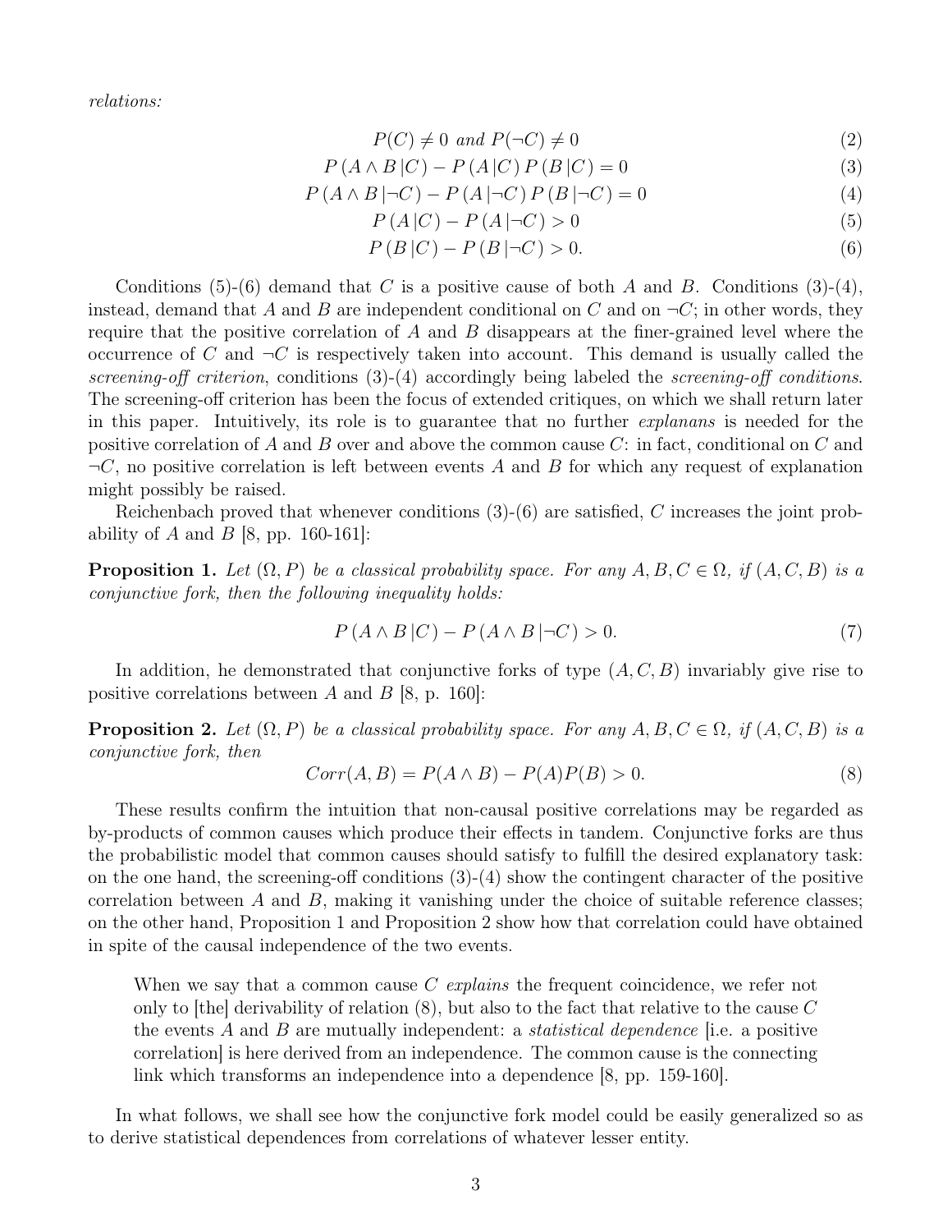*relations:*

$$P(C) \neq 0 \text{ and } P(\neg C) \neq 0 \tag{2}$$

$$P(A \wedge B\,|C) - P(A\,|C)\,P(B\,|C) = 0 \tag{3}$$

$$P(A \wedge B\,|\neg C) - P(A\,|\neg C)\,P(B\,|\neg C) = 0 \tag{4}$$

$$P(A\,|C) - P(A\,|\neg C) > 0 \tag{5}$$

$$P(B\,|C) - P(B\,|\neg C) > 0. \tag{6}$$

Conditions (5)-(6) demand that $C$ is a positive cause of both $A$ and $B$. Conditions (3)-(4), instead, demand that $A$ and $B$ are independent conditional on $C$ and on $\neg C$; in other words, they require that the positive correlation of $A$ and $B$ disappears at the finer-grained level where the occurrence of $C$ and $\neg C$ is respectively taken into account. This demand is usually called the *screening-off criterion*, conditions (3)-(4) accordingly being labeled the *screening-off conditions*. The screening-off criterion has been the focus of extended critiques, on which we shall return later in this paper. Intuitively, its role is to guarantee that no further *explanans* is needed for the positive correlation of $A$ and $B$ over and above the common cause $C$: in fact, conditional on $C$ and $\neg C$, no positive correlation is left between events $A$ and $B$ for which any request of explanation might possibly be raised.

Reichenbach proved that whenever conditions (3)-(6) are satisfied, $C$ increases the joint probability of $A$ and $B$ [8, pp. 160-161]:

**Proposition 1.** *Let $(\Omega, P)$ be a classical probability space. For any $A, B, C \in \Omega$, if $(A, C, B)$ is a conjunctive fork, then the following inequality holds:*

$$P(A \wedge B\,|C) - P(A \wedge B\,|\neg C) > 0. \tag{7}$$

In addition, he demonstrated that conjunctive forks of type $(A, C, B)$ invariably give rise to positive correlations between $A$ and $B$ [8, p. 160]:

**Proposition 2.** *Let $(\Omega, P)$ be a classical probability space. For any $A, B, C \in \Omega$, if $(A, C, B)$ is a conjunctive fork, then*

$$Corr(A, B) = P(A \wedge B) - P(A)P(B) > 0. \tag{8}$$

These results confirm the intuition that non-causal positive correlations may be regarded as by-products of common causes which produce their effects in tandem. Conjunctive forks are thus the probabilistic model that common causes should satisfy to fulfill the desired explanatory task: on the one hand, the screening-off conditions (3)-(4) show the contingent character of the positive correlation between $A$ and $B$, making it vanishing under the choice of suitable reference classes; on the other hand, Proposition 1 and Proposition 2 show how that correlation could have obtained in spite of the causal independence of the two events.

> When we say that a common cause $C$ *explains* the frequent coincidence, we refer not only to [the] derivability of relation (8), but also to the fact that relative to the cause $C$ the events $A$ and $B$ are mutually independent: a *statistical dependence* [i.e. a positive correlation] is here derived from an independence. The common cause is the connecting link which transforms an independence into a dependence [8, pp. 159-160].

In what follows, we shall see how the conjunctive fork model could be easily generalized so as to derive statistical dependences from correlations of whatever lesser entity.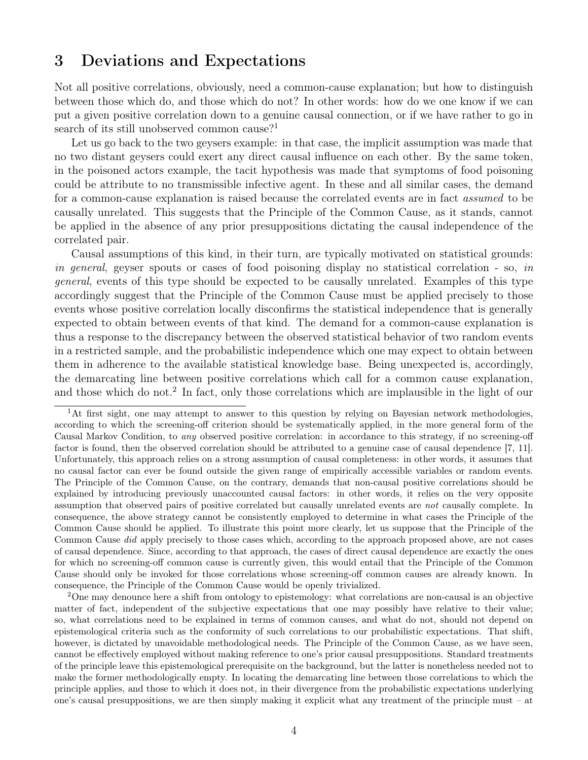## 3 Deviations and Expectations

Not all positive correlations, obviously, need a common-cause explanation; but how to distinguish between those which do, and those which do not? In other words: how do we one know if we can put a given positive correlation down to a genuine causal connection, or if we have rather to go in search of its still unobserved common cause?[1]

Let us go back to the two geysers example: in that case, the implicit assumption was made that no two distant geysers could exert any direct causal influence on each other. By the same token, in the poisoned actors example, the tacit hypothesis was made that symptoms of food poisoning could be attribute to no transmissible infective agent. In these and all similar cases, the demand for a common-cause explanation is raised because the correlated events are in fact *assumed* to be causally unrelated. This suggests that the Principle of the Common Cause, as it stands, cannot be applied in the absence of any prior presuppositions dictating the causal independence of the correlated pair.

Causal assumptions of this kind, in their turn, are typically motivated on statistical grounds: *in general*, geyser spouts or cases of food poisoning display no statistical correlation - so, *in general*, events of this type should be expected to be causally unrelated. Examples of this type accordingly suggest that the Principle of the Common Cause must be applied precisely to those events whose positive correlation locally disconfirms the statistical independence that is generally expected to obtain between events of that kind. The demand for a common-cause explanation is thus a response to the discrepancy between the observed statistical behavior of two random events in a restricted sample, and the probabilistic independence which one may expect to obtain between them in adherence to the available statistical knowledge base. Being unexpected is, accordingly, the demarcating line between positive correlations which call for a common cause explanation, and those which do not.[2] In fact, only those correlations which are implausible in the light of our

[1] At first sight, one may attempt to answer to this question by relying on Bayesian network methodologies, according to which the screening-off criterion should be systematically applied, in the more general form of the Causal Markov Condition, to *any* observed positive correlation: in accordance to this strategy, if no screening-off factor is found, then the observed correlation should be attributed to a genuine case of causal dependence [7, 11]. Unfortunately, this approach relies on a strong assumption of causal completeness: in other words, it assumes that no causal factor can ever be found outside the given range of empirically accessible variables or random events. The Principle of the Common Cause, on the contrary, demands that non-causal positive correlations should be explained by introducing previously unaccounted causal factors: in other words, it relies on the very opposite assumption that observed pairs of positive correlated but causally unrelated events are *not* causally complete. In consequence, the above strategy cannot be consistently employed to determine in what cases the Principle of the Common Cause should be applied. To illustrate this point more clearly, let us suppose that the Principle of the Common Cause *did* apply precisely to those cases which, according to the approach proposed above, are not cases of causal dependence. Since, according to that approach, the cases of direct causal dependence are exactly the ones for which no screening-off common cause is currently given, this would entail that the Principle of the Common Cause should only be invoked for those correlations whose screening-off common causes are already known. In consequence, the Principle of the Common Cause would be openly trivialized.

[2] One may denounce here a shift from ontology to epistemology: what correlations are non-causal is an objective matter of fact, independent of the subjective expectations that one may possibly have relative to their value; so, what correlations need to be explained in terms of common causes, and what do not, should not depend on epistemological criteria such as the conformity of such correlations to our probabilistic expectations. That shift, however, is dictated by unavoidable methodological needs. The Principle of the Common Cause, as we have seen, cannot be effectively employed without making reference to one's prior causal presuppositions. Standard treatments of the principle leave this epistemological prerequisite on the background, but the latter is nonetheless needed not to make the former methodologically empty. In locating the demarcating line between those correlations to which the principle applies, and those to which it does not, in their divergence from the probabilistic expectations underlying one's causal presuppositions, we are then simply making it explicit what any treatment of the principle must – at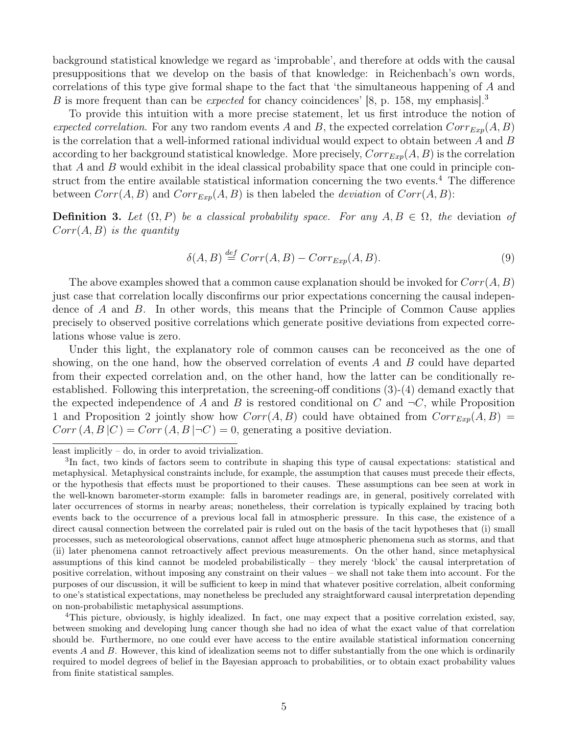background statistical knowledge we regard as 'improbable', and therefore at odds with the causal presuppositions that we develop on the basis of that knowledge: in Reichenbach's own words, correlations of this type give formal shape to the fact that 'the simultaneous happening of $A$ and $B$ is more frequent than can be *expected* for chancy coincidences' [8, p. 158, my emphasis].[3]

To provide this intuition with a more precise statement, let us first introduce the notion of *expected correlation*. For any two random events $A$ and $B$, the expected correlation $Corr_{Exp}(A, B)$ is the correlation that a well-informed rational individual would expect to obtain between $A$ and $B$ according to her background statistical knowledge. More precisely, $Corr_{Exp}(A, B)$ is the correlation that $A$ and $B$ would exhibit in the ideal classical probability space that one could in principle construct from the entire available statistical information concerning the two events.[4] The difference between $Corr(A, B)$ and $Corr_{Exp}(A, B)$ is then labeled the *deviation* of $Corr(A, B)$:

**Definition 3.** *Let* $(\Omega, P)$ *be a classical probability space. For any* $A, B \in \Omega$*, the* deviation *of* $Corr(A, B)$ *is the quantity*

$$\delta(A, B) \stackrel{def}{=} Corr(A, B) - Corr_{Exp}(A, B). \tag{9}$$

The above examples showed that a common cause explanation should be invoked for $Corr(A, B)$ just case that correlation locally disconfirms our prior expectations concerning the causal independence of $A$ and $B$. In other words, this means that the Principle of Common Cause applies precisely to observed positive correlations which generate positive deviations from expected correlations whose value is zero.

Under this light, the explanatory role of common causes can be reconceived as the one of showing, on the one hand, how the observed correlation of events $A$ and $B$ could have departed from their expected correlation and, on the other hand, how the latter can be conditionally reestablished. Following this interpretation, the screening-off conditions (3)-(4) demand exactly that the expected independence of $A$ and $B$ is restored conditional on $C$ and $\neg C$, while Proposition 1 and Proposition 2 jointly show how $Corr(A, B)$ could have obtained from $Corr_{Exp}(A, B) = Corr\,(A, B\,|C) = Corr\,(A, B\,|\neg C) = 0$, generating a positive deviation.

---

least implicitly – do, in order to avoid trivialization.

[3] In fact, two kinds of factors seem to contribute in shaping this type of causal expectations: statistical and metaphysical. Metaphysical constraints include, for example, the assumption that causes must precede their effects, or the hypothesis that effects must be proportioned to their causes. These assumptions can bee seen at work in the well-known barometer-storm example: falls in barometer readings are, in general, positively correlated with later occurrences of storms in nearby areas; nonetheless, their correlation is typically explained by tracing both events back to the occurrence of a previous local fall in atmospheric pressure. In this case, the existence of a direct causal connection between the correlated pair is ruled out on the basis of the tacit hypotheses that (i) small processes, such as meteorological observations, cannot affect huge atmospheric phenomena such as storms, and that (ii) later phenomena cannot retroactively affect previous measurements. On the other hand, since metaphysical assumptions of this kind cannot be modeled probabilistically – they merely 'block' the causal interpretation of positive correlation, without imposing any constraint on their values – we shall not take them into account. For the purposes of our discussion, it will be sufficient to keep in mind that whatever positive correlation, albeit conforming to one's statistical expectations, may nonetheless be precluded any straightforward causal interpretation depending on non-probabilistic metaphysical assumptions.

[4] This picture, obviously, is highly idealized. In fact, one may expect that a positive correlation existed, say, between smoking and developing lung cancer though she had no idea of what the exact value of that correlation should be. Furthermore, no one could ever have access to the entire available statistical information concerning events $A$ and $B$. However, this kind of idealization seems not to differ substantially from the one which is ordinarily required to model degrees of belief in the Bayesian approach to probabilities, or to obtain exact probability values from finite statistical samples.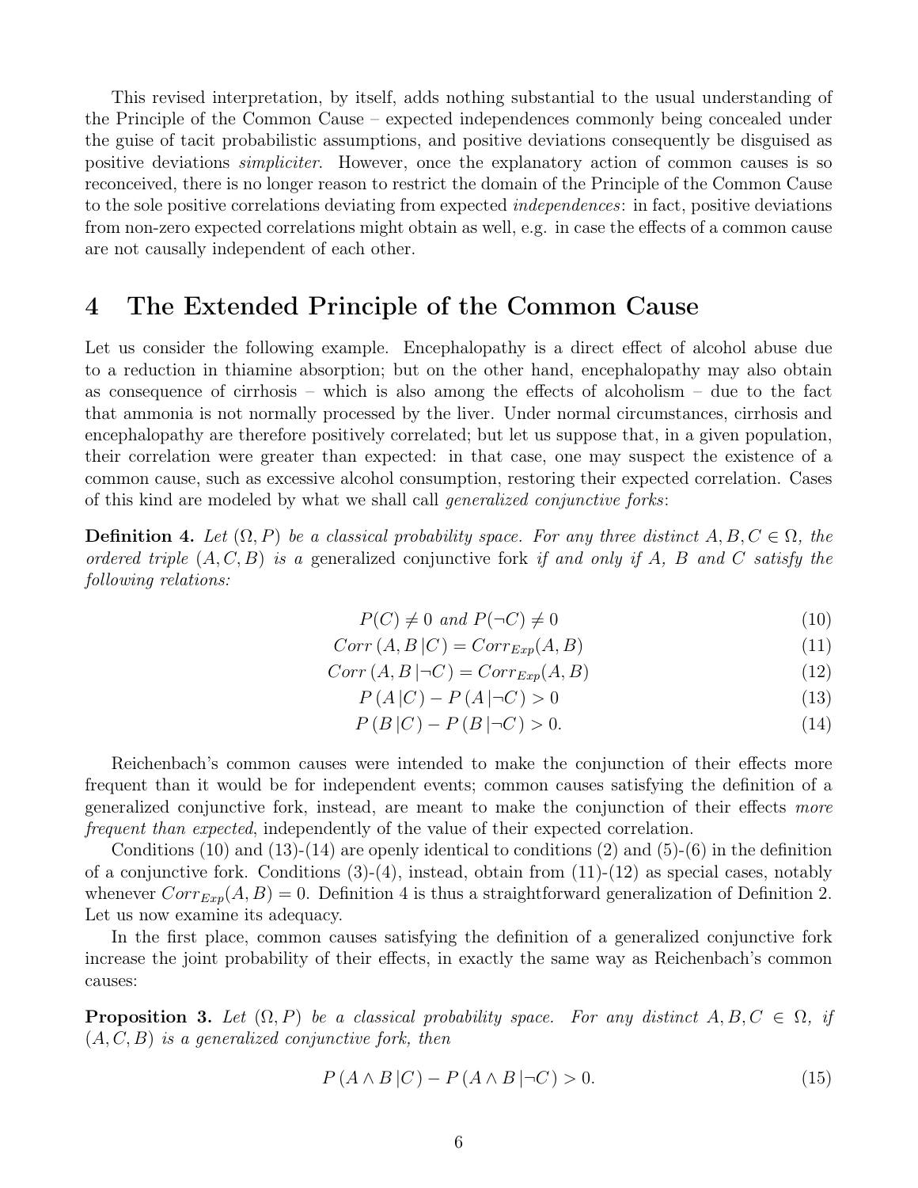This revised interpretation, by itself, adds nothing substantial to the usual understanding of the Principle of the Common Cause – expected independences commonly being concealed under the guise of tacit probabilistic assumptions, and positive deviations consequently be disguised as positive deviations *simpliciter*. However, once the explanatory action of common causes is so reconceived, there is no longer reason to restrict the domain of the Principle of the Common Cause to the sole positive correlations deviating from expected *independences*: in fact, positive deviations from non-zero expected correlations might obtain as well, e.g. in case the effects of a common cause are not causally independent of each other.

## 4 The Extended Principle of the Common Cause

Let us consider the following example. Encephalopathy is a direct effect of alcohol abuse due to a reduction in thiamine absorption; but on the other hand, encephalopathy may also obtain as consequence of cirrhosis – which is also among the effects of alcoholism – due to the fact that ammonia is not normally processed by the liver. Under normal circumstances, cirrhosis and encephalopathy are therefore positively correlated; but let us suppose that, in a given population, their correlation were greater than expected: in that case, one may suspect the existence of a common cause, such as excessive alcohol consumption, restoring their expected correlation. Cases of this kind are modeled by what we shall call *generalized conjunctive forks*:

**Definition 4.** *Let $(\Omega, P)$ be a classical probability space. For any three distinct $A, B, C \in \Omega$, the ordered triple $(A, C, B)$ is a* generalized conjunctive fork *if and only if $A$, $B$ and $C$ satisfy the following relations:*

$$P(C) \neq 0 \text{ and } P(\neg C) \neq 0 \tag{10}$$

$$Corr\,(A, B\,|C) = Corr_{Exp}(A, B) \tag{11}$$

$$Corr\,(A, B\,|\neg C) = Corr_{Exp}(A, B) \tag{12}$$

$$P\,(A\,|C) - P\,(A\,|\neg C) > 0 \tag{13}$$

$$P\,(B\,|C) - P\,(B\,|\neg C) > 0. \tag{14}$$

Reichenbach's common causes were intended to make the conjunction of their effects more frequent than it would be for independent events; common causes satisfying the definition of a generalized conjunctive fork, instead, are meant to make the conjunction of their effects *more frequent than expected*, independently of the value of their expected correlation.

Conditions (10) and (13)-(14) are openly identical to conditions (2) and (5)-(6) in the definition of a conjunctive fork. Conditions (3)-(4), instead, obtain from (11)-(12) as special cases, notably whenever $Corr_{Exp}(A, B) = 0$. Definition 4 is thus a straightforward generalization of Definition 2. Let us now examine its adequacy.

In the first place, common causes satisfying the definition of a generalized conjunctive fork increase the joint probability of their effects, in exactly the same way as Reichenbach's common causes:

**Proposition 3.** *Let $(\Omega, P)$ be a classical probability space. For any distinct $A, B, C \in \Omega$, if $(A, C, B)$ is a generalized conjunctive fork, then*

$$P\,(A \wedge B\,|C) - P\,(A \wedge B\,|\neg C) > 0. \tag{15}$$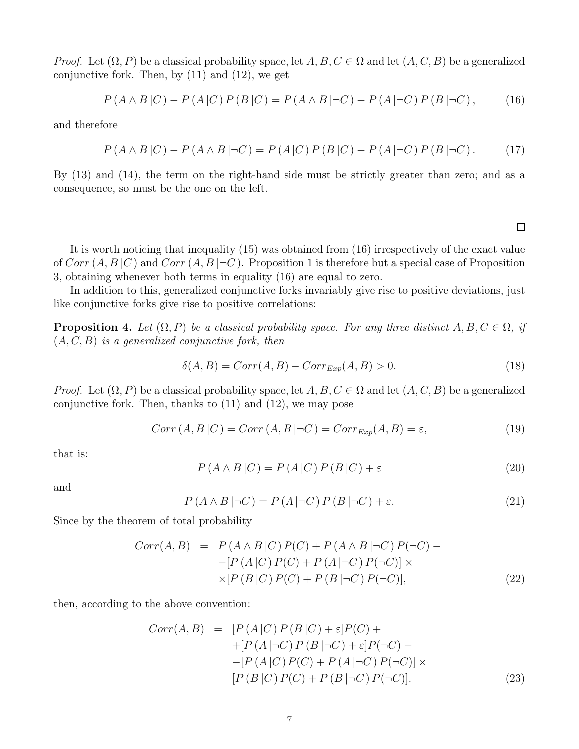*Proof.* Let $(\Omega, P)$ be a classical probability space, let $A, B, C \in \Omega$ and let $(A, C, B)$ be a generalized conjunctive fork. Then, by (11) and (12), we get

$$P(A \wedge B | C) - P(A|C) P(B|C) = P(A \wedge B | \neg C) - P(A | \neg C) P(B | \neg C), \tag{16}$$

and therefore

$$P(A \wedge B | C) - P(A \wedge B | \neg C) = P(A|C) P(B|C) - P(A | \neg C) P(B | \neg C). \tag{17}$$

By (13) and (14), the term on the right-hand side must be strictly greater than zero; and as a consequence, so must be the one on the left.

□

It is worth noticing that inequality (15) was obtained from (16) irrespectively of the exact value of $Corr(A, B | C)$ and $Corr(A, B | \neg C)$. Proposition 1 is therefore but a special case of Proposition 3, obtaining whenever both terms in equality (16) are equal to zero.

In addition to this, generalized conjunctive forks invariably give rise to positive deviations, just like conjunctive forks give rise to positive correlations:

**Proposition 4.** *Let $(\Omega, P)$ be a classical probability space. For any three distinct $A, B, C \in \Omega$, if $(A, C, B)$ is a generalized conjunctive fork, then*

$$\delta(A, B) = Corr(A, B) - Corr_{Exp}(A, B) > 0. \tag{18}$$

*Proof.* Let $(\Omega, P)$ be a classical probability space, let $A, B, C \in \Omega$ and let $(A, C, B)$ be a generalized conjunctive fork. Then, thanks to (11) and (12), we may pose

$$Corr(A, B | C) = Corr(A, B | \neg C) = Corr_{Exp}(A, B) = \varepsilon, \tag{19}$$

that is:

$$P(A \wedge B | C) = P(A|C) P(B|C) + \varepsilon \tag{20}$$

and

$$P(A \wedge B | \neg C) = P(A | \neg C) P(B | \neg C) + \varepsilon. \tag{21}$$

Since by the theorem of total probability

$$\begin{aligned} Corr(A, B) \;=\; & P(A \wedge B | C) P(C) + P(A \wedge B | \neg C) P(\neg C) - \\ & -[P(A|C) P(C) + P(A | \neg C) P(\neg C)] \times \\ & \times [P(B|C) P(C) + P(B | \neg C) P(\neg C)], \end{aligned} \tag{22}$$

then, according to the above convention:

$$\begin{aligned} Corr(A, B) \;=\; & [P(A|C) P(B|C) + \varepsilon] P(C) + \\ & + [P(A | \neg C) P(B | \neg C) + \varepsilon] P(\neg C) - \\ & - [P(A|C) P(C) + P(A | \neg C) P(\neg C)] \times \\ & [P(B|C) P(C) + P(B | \neg C) P(\neg C)]. \end{aligned} \tag{23}$$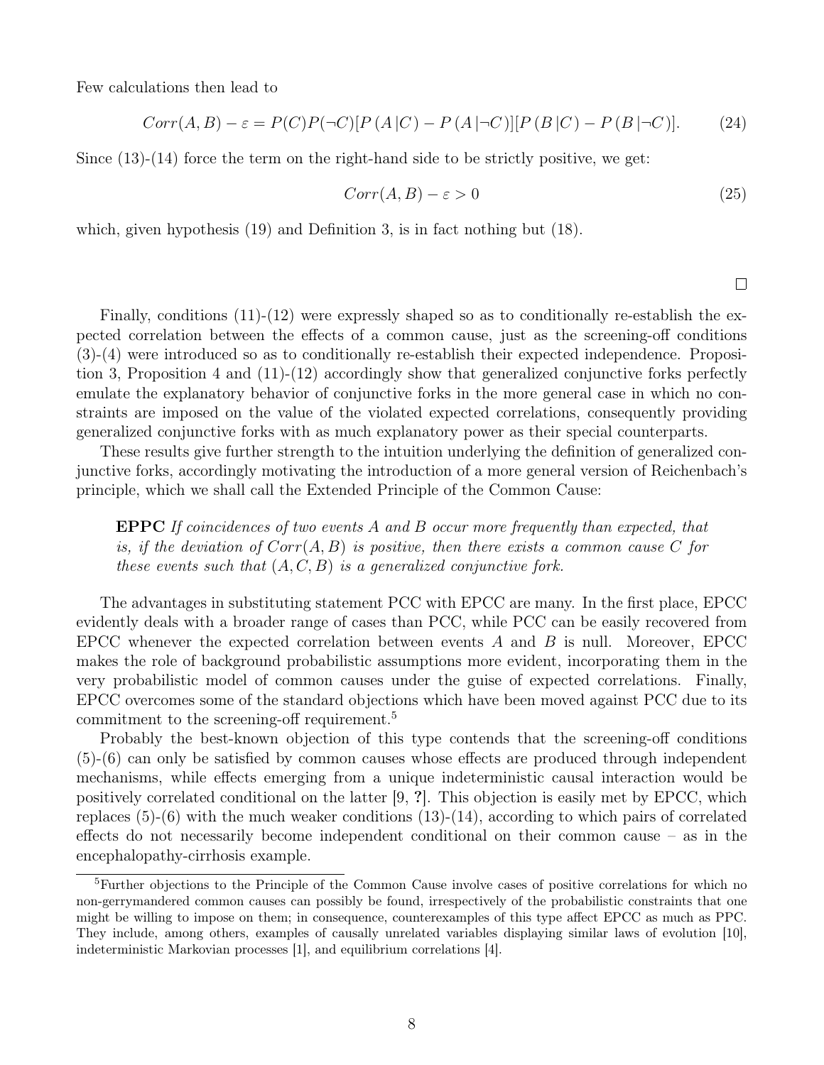Few calculations then lead to

$$Corr(A, B) - \varepsilon = P(C)P(\neg C)[P(A|C) - P(A|\neg C)][P(B|C) - P(B|\neg C)]. \tag{24}$$

Since (13)-(14) force the term on the right-hand side to be strictly positive, we get:

$$Corr(A, B) - \varepsilon > 0 \tag{25}$$

which, given hypothesis (19) and Definition 3, is in fact nothing but (18).

□

Finally, conditions (11)-(12) were expressly shaped so as to conditionally re-establish the expected correlation between the effects of a common cause, just as the screening-off conditions (3)-(4) were introduced so as to conditionally re-establish their expected independence. Proposition 3, Proposition 4 and (11)-(12) accordingly show that generalized conjunctive forks perfectly emulate the explanatory behavior of conjunctive forks in the more general case in which no constraints are imposed on the value of the violated expected correlations, consequently providing generalized conjunctive forks with as much explanatory power as their special counterparts.

These results give further strength to the intuition underlying the definition of generalized conjunctive forks, accordingly motivating the introduction of a more general version of Reichenbach's principle, which we shall call the Extended Principle of the Common Cause:

> **EPPC** *If coincidences of two events $A$ and $B$ occur more frequently than expected, that is, if the deviation of $Corr(A, B)$ is positive, then there exists a common cause $C$ for these events such that $(A, C, B)$ is a generalized conjunctive fork.*

The advantages in substituting statement PCC with EPCC are many. In the first place, EPCC evidently deals with a broader range of cases than PCC, while PCC can be easily recovered from EPCC whenever the expected correlation between events $A$ and $B$ is null. Moreover, EPCC makes the role of background probabilistic assumptions more evident, incorporating them in the very probabilistic model of common causes under the guise of expected correlations. Finally, EPCC overcomes some of the standard objections which have been moved against PCC due to its commitment to the screening-off requirement.[5]

Probably the best-known objection of this type contends that the screening-off conditions (5)-(6) can only be satisfied by common causes whose effects are produced through independent mechanisms, while effects emerging from a unique indeterministic causal interaction would be positively correlated conditional on the latter [9, **?**]. This objection is easily met by EPCC, which replaces (5)-(6) with the much weaker conditions (13)-(14), according to which pairs of correlated effects do not necessarily become independent conditional on their common cause – as in the encephalopathy-cirrhosis example.

---

[5] Further objections to the Principle of the Common Cause involve cases of positive correlations for which no non-gerrymandered common causes can possibly be found, irrespectively of the probabilistic constraints that one might be willing to impose on them; in consequence, counterexamples of this type affect EPCC as much as PPC. They include, among others, examples of causally unrelated variables displaying similar laws of evolution [10], indeterministic Markovian processes [1], and equilibrium correlations [4].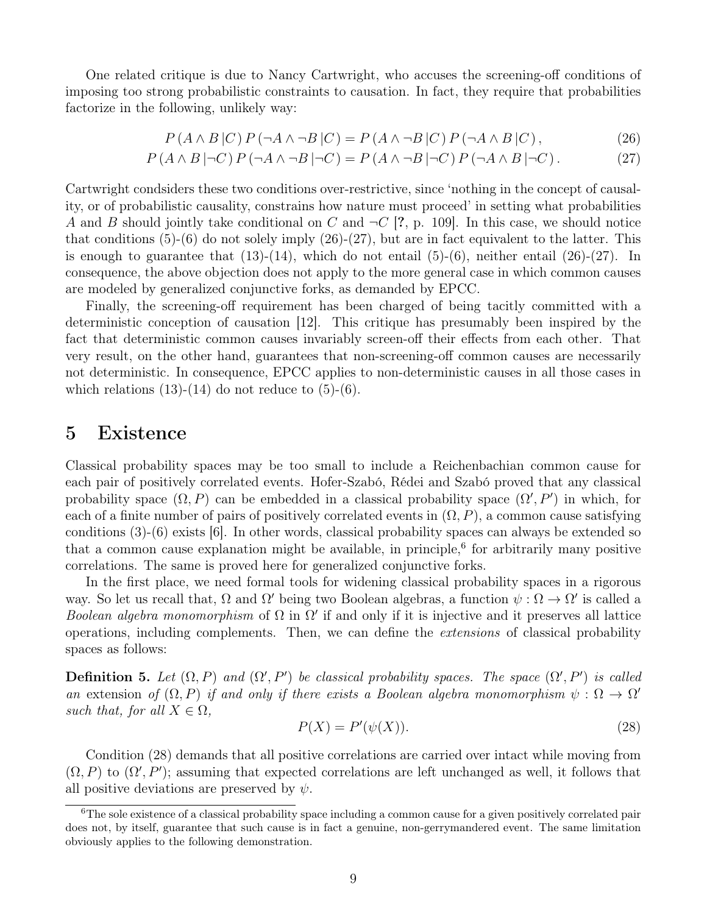One related critique is due to Nancy Cartwright, who accuses the screening-off conditions of imposing too strong probabilistic constraints to causation. In fact, they require that probabilities factorize in the following, unlikely way:

$$P(A \wedge B\,|C)\,P(\neg A \wedge \neg B\,|C) = P(A \wedge \neg B\,|C)\,P(\neg A \wedge B\,|C), \tag{26}$$

$$P(A \wedge B\,|\neg C)\,P(\neg A \wedge \neg B\,|\neg C) = P(A \wedge \neg B\,|\neg C)\,P(\neg A \wedge B\,|\neg C). \tag{27}$$

Cartwright condsiders these two conditions over-restrictive, since 'nothing in the concept of causality, or of probabilistic causality, constrains how nature must proceed' in setting what probabilities $A$ and $B$ should jointly take conditional on $C$ and $\neg C$ [?, p. 109]. In this case, we should notice that conditions (5)-(6) do not solely imply (26)-(27), but are in fact equivalent to the latter. This is enough to guarantee that (13)-(14), which do not entail (5)-(6), neither entail (26)-(27). In consequence, the above objection does not apply to the more general case in which common causes are modeled by generalized conjunctive forks, as demanded by EPCC.

Finally, the screening-off requirement has been charged of being tacitly committed with a deterministic conception of causation [12]. This critique has presumably been inspired by the fact that deterministic common causes invariably screen-off their effects from each other. That very result, on the other hand, guarantees that non-screening-off common causes are necessarily not deterministic. In consequence, EPCC applies to non-deterministic causes in all those cases in which relations (13)-(14) do not reduce to (5)-(6).

## 5 Existence

Classical probability spaces may be too small to include a Reichenbachian common cause for each pair of positively correlated events. Hofer-Szabó, Rédei and Szabó proved that any classical probability space $(\Omega, P)$ can be embedded in a classical probability space $(\Omega', P')$ in which, for each of a finite number of pairs of positively correlated events in $(\Omega, P)$, a common cause satisfying conditions (3)-(6) exists [6]. In other words, classical probability spaces can always be extended so that a common cause explanation might be available, in principle,[6] for arbitrarily many positive correlations. The same is proved here for generalized conjunctive forks.

In the first place, we need formal tools for widening classical probability spaces in a rigorous way. So let us recall that, $\Omega$ and $\Omega'$ being two Boolean algebras, a function $\psi : \Omega \to \Omega'$ is called a *Boolean algebra monomorphism* of $\Omega$ in $\Omega'$ if and only if it is injective and it preserves all lattice operations, including complements. Then, we can define the *extensions* of classical probability spaces as follows:

**Definition 5.** *Let $(\Omega, P)$ and $(\Omega', P')$ be classical probability spaces. The space $(\Omega', P')$ is called an* extension *of $(\Omega, P)$ if and only if there exists a Boolean algebra monomorphism $\psi : \Omega \to \Omega'$ such that, for all $X \in \Omega$,*

$$P(X) = P'(\psi(X)). \tag{28}$$

Condition (28) demands that all positive correlations are carried over intact while moving from $(\Omega, P)$ to $(\Omega', P')$; assuming that expected correlations are left unchanged as well, it follows that all positive deviations are preserved by $\psi$.

[6] The sole existence of a classical probability space including a common cause for a given positively correlated pair does not, by itself, guarantee that such cause is in fact a genuine, non-gerrymandered event. The same limitation obviously applies to the following demonstration.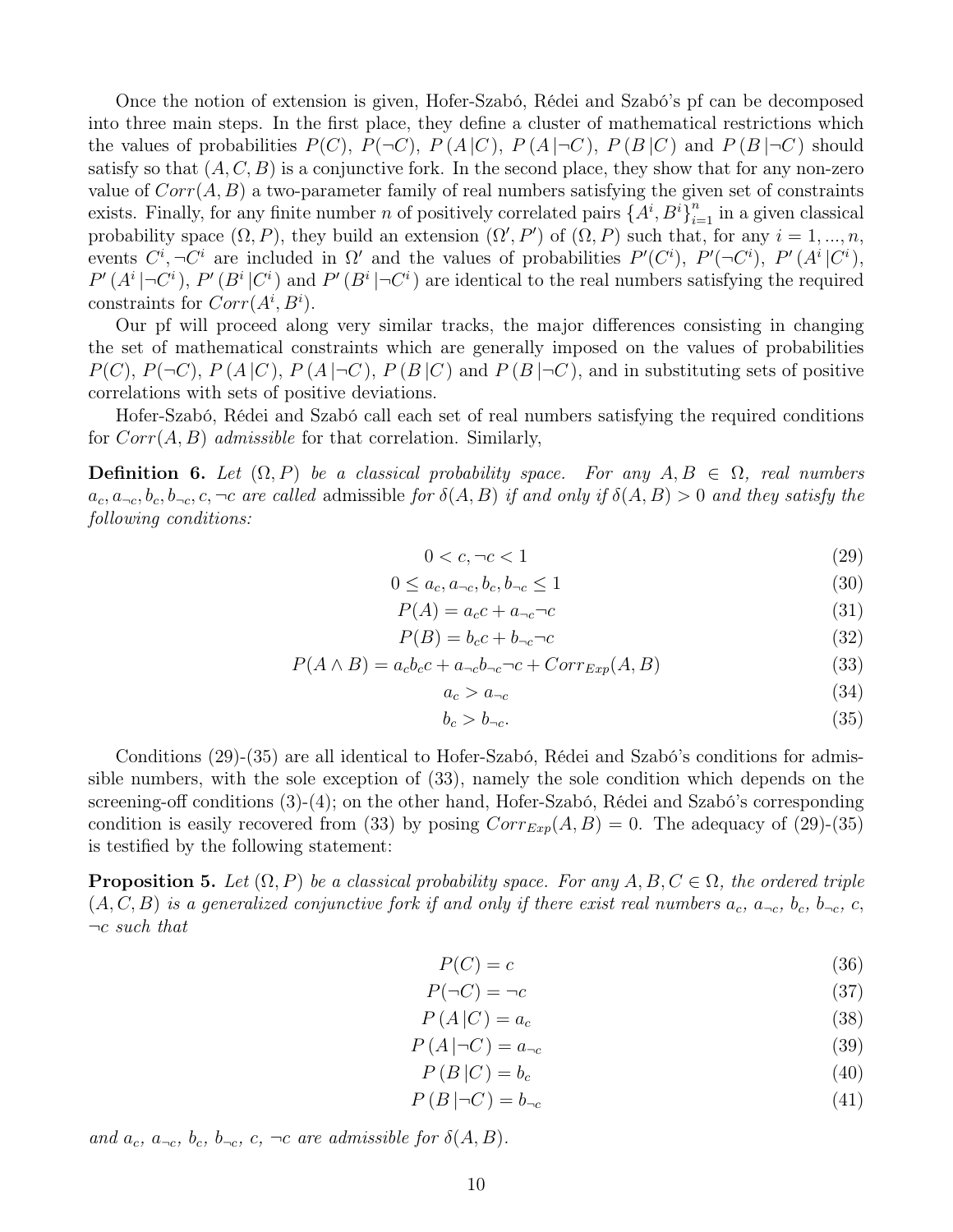Once the notion of extension is given, Hofer-Szabó, Rédei and Szabó's pf can be decomposed into three main steps. In the first place, they define a cluster of mathematical restrictions which the values of probabilities $P(C)$, $P(\neg C)$, $P(A|C)$, $P(A|\neg C)$, $P(B|C)$ and $P(B|\neg C)$ should satisfy so that $(A, C, B)$ is a conjunctive fork. In the second place, they show that for any non-zero value of $Corr(A, B)$ a two-parameter family of real numbers satisfying the given set of constraints exists. Finally, for any finite number $n$ of positively correlated pairs $\{A^i, B^i\}_{i=1}^n$ in a given classical probability space $(\Omega, P)$, they build an extension $(\Omega', P')$ of $(\Omega, P)$ such that, for any $i = 1, ..., n$, events $C^i, \neg C^i$ are included in $\Omega'$ and the values of probabilities $P'(C^i)$, $P'(\neg C^i)$, $P'(A^i|C^i)$, $P'(A^i|\neg C^i)$, $P'(B^i|C^i)$ and $P'(B^i|\neg C^i)$ are identical to the real numbers satisfying the required constraints for $Corr(A^i, B^i)$.

Our pf will proceed along very similar tracks, the major differences consisting in changing the set of mathematical constraints which are generally imposed on the values of probabilities $P(C)$, $P(\neg C)$, $P(A|C)$, $P(A|\neg C)$, $P(B|C)$ and $P(B|\neg C)$, and in substituting sets of positive correlations with sets of positive deviations.

Hofer-Szabó, Rédei and Szabó call each set of real numbers satisfying the required conditions for $Corr(A, B)$ *admissible* for that correlation. Similarly,

**Definition 6.** *Let $(\Omega, P)$ be a classical probability space. For any $A, B \in \Omega$, real numbers $a_c, a_{\neg c}, b_c, b_{\neg c}, c, \neg c$ are called* admissible *for $\delta(A, B)$ if and only if $\delta(A, B) > 0$ and they satisfy the following conditions:*

$$0 < c, \neg c < 1 \tag{29}$$

$$0 \leq a_c, a_{\neg c}, b_c, b_{\neg c} \leq 1 \tag{30}$$

$$P(A) = a_c c + a_{\neg c} \neg c \tag{31}$$

$$P(B) = b_c c + b_{\neg c} \neg c \tag{32}$$

$$P(A \wedge B) = a_c b_c c + a_{\neg c} b_{\neg c} \neg c + Corr_{Exp}(A, B) \tag{33}$$

$$a_c > a_{\neg c} \tag{34}$$

$$b_c > b_{\neg c}. \tag{35}$$

Conditions (29)-(35) are all identical to Hofer-Szabó, Rédei and Szabó's conditions for admissible numbers, with the sole exception of (33), namely the sole condition which depends on the screening-off conditions (3)-(4); on the other hand, Hofer-Szabó, Rédei and Szabó's corresponding condition is easily recovered from (33) by posing $Corr_{Exp}(A, B) = 0$. The adequacy of (29)-(35) is testified by the following statement:

**Proposition 5.** *Let $(\Omega, P)$ be a classical probability space. For any $A, B, C \in \Omega$, the ordered triple $(A, C, B)$ is a generalized conjunctive fork if and only if there exist real numbers $a_c$, $a_{\neg c}$, $b_c$, $b_{\neg c}$, $c$, $\neg c$ such that*

$$P(C) = c \tag{36}$$

$$P(\neg C) = \neg c \tag{37}$$

$$P(A|C) = a_c \tag{38}$$

$$P(A|\neg C) = a_{\neg c} \tag{39}$$

$$P(B|C) = b_c \tag{40}$$

$$P(B|\neg C) = b_{\neg c} \tag{41}$$

*and $a_c$, $a_{\neg c}$, $b_c$, $b_{\neg c}$, $c$, $\neg c$ are admissible for $\delta(A, B)$.*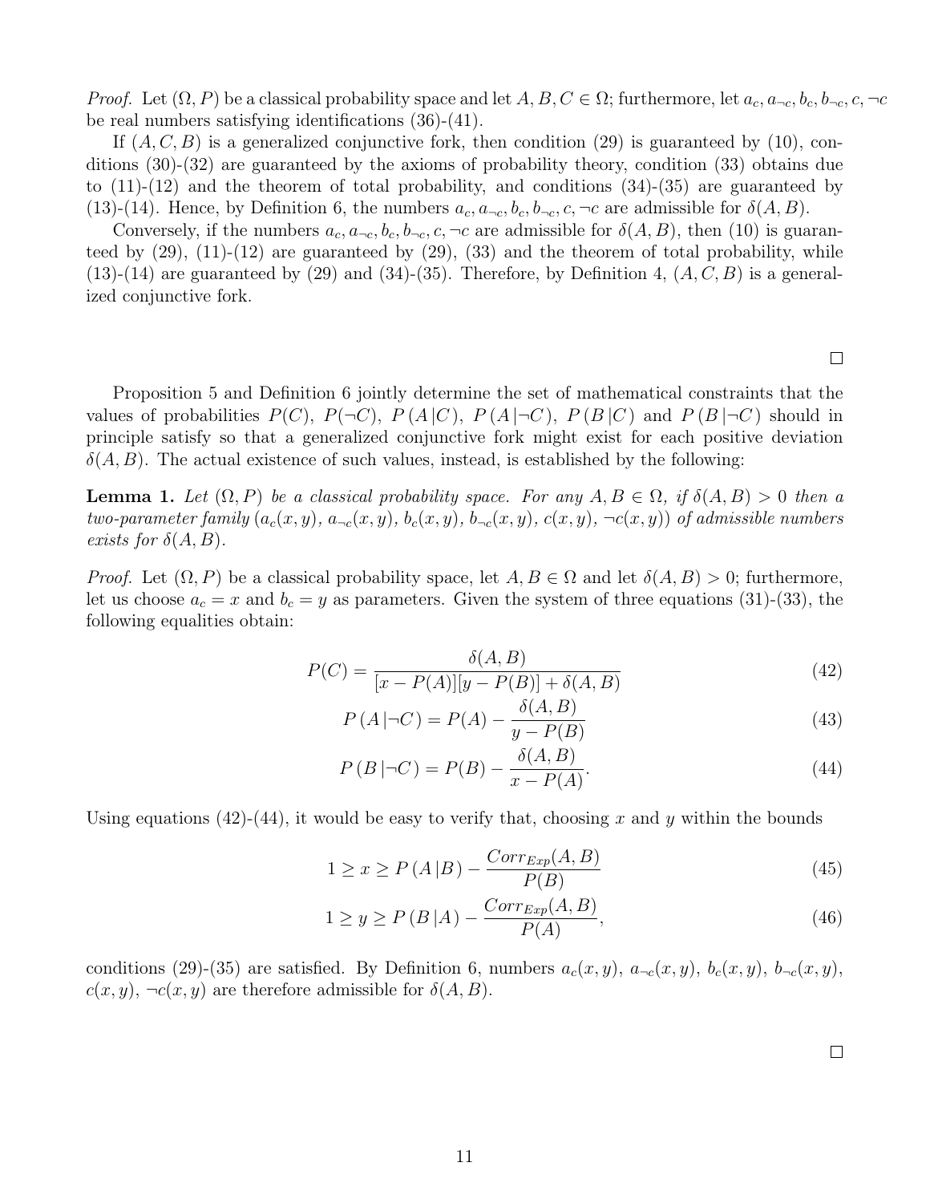*Proof.* Let $(\Omega, P)$ be a classical probability space and let $A, B, C \in \Omega$; furthermore, let $a_c, a_{\neg c}, b_c, b_{\neg c}, c, \neg c$ be real numbers satisfying identifications (36)-(41).

If $(A, C, B)$ is a generalized conjunctive fork, then condition (29) is guaranteed by (10), conditions (30)-(32) are guaranteed by the axioms of probability theory, condition (33) obtains due to (11)-(12) and the theorem of total probability, and conditions (34)-(35) are guaranteed by (13)-(14). Hence, by Definition 6, the numbers $a_c, a_{\neg c}, b_c, b_{\neg c}, c, \neg c$ are admissible for $\delta(A, B)$.

Conversely, if the numbers $a_c, a_{\neg c}, b_c, b_{\neg c}, c, \neg c$ are admissible for $\delta(A, B)$, then (10) is guaranteed by (29), (11)-(12) are guaranteed by (29), (33) and the theorem of total probability, while (13)-(14) are guaranteed by (29) and (34)-(35). Therefore, by Definition 4, $(A, C, B)$ is a generalized conjunctive fork.

□

Proposition 5 and Definition 6 jointly determine the set of mathematical constraints that the values of probabilities $P(C)$, $P(\neg C)$, $P(A|C)$, $P(A|\neg C)$, $P(B|C)$ and $P(B|\neg C)$ should in principle satisfy so that a generalized conjunctive fork might exist for each positive deviation $\delta(A, B)$. The actual existence of such values, instead, is established by the following:

**Lemma 1.** *Let $(\Omega, P)$ be a classical probability space. For any $A, B \in \Omega$, if $\delta(A, B) > 0$ then a two-parameter family $(a_c(x, y),\ a_{\neg c}(x, y),\ b_c(x, y),\ b_{\neg c}(x, y),\ c(x, y),\ \neg c(x, y))$ of admissible numbers exists for $\delta(A, B)$.*

*Proof.* Let $(\Omega, P)$ be a classical probability space, let $A, B \in \Omega$ and let $\delta(A, B) > 0$; furthermore, let us choose $a_c = x$ and $b_c = y$ as parameters. Given the system of three equations (31)-(33), the following equalities obtain:

$$P(C) = \frac{\delta(A, B)}{[x - P(A)][y - P(B)] + \delta(A, B)} \tag{42}$$

$$P(A|\neg C) = P(A) - \frac{\delta(A, B)}{y - P(B)} \tag{43}$$

$$P(B|\neg C) = P(B) - \frac{\delta(A, B)}{x - P(A)}. \tag{44}$$

Using equations (42)-(44), it would be easy to verify that, choosing $x$ and $y$ within the bounds

$$1 \geq x \geq P(A|B) - \frac{Corr_{Exp}(A, B)}{P(B)} \tag{45}$$

$$1 \geq y \geq P(B|A) - \frac{Corr_{Exp}(A, B)}{P(A)}, \tag{46}$$

conditions (29)-(35) are satisfied. By Definition 6, numbers $a_c(x, y)$, $a_{\neg c}(x, y)$, $b_c(x, y)$, $b_{\neg c}(x, y)$, $c(x, y)$, $\neg c(x, y)$ are therefore admissible for $\delta(A, B)$.

□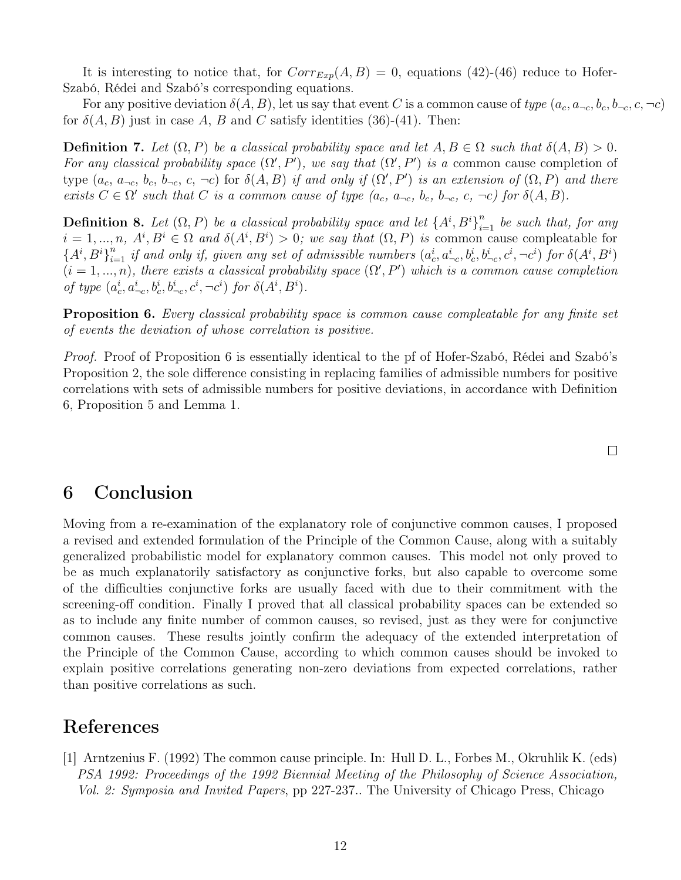It is interesting to notice that, for $Corr_{Exp}(A, B) = 0$, equations (42)-(46) reduce to Hofer-Szabó, Rédei and Szabó's corresponding equations.

For any positive deviation $\delta(A, B)$, let us say that event $C$ is a common cause of *type* $(a_c, a_{\neg c}, b_c, b_{\neg c}, c, \neg c)$ for $\delta(A, B)$ just in case $A$, $B$ and $C$ satisfy identities (36)-(41). Then:

**Definition 7.** *Let $(\Omega, P)$ be a classical probability space and let $A, B \in \Omega$ such that $\delta(A, B) > 0$. For any classical probability space $(\Omega', P')$, we say that $(\Omega', P')$ is a* common cause completion of type $(a_c, a_{\neg c}, b_c, b_{\neg c}, c, \neg c)$ for $\delta(A, B)$ *if and only if $(\Omega', P')$ is an extension of $(\Omega, P)$ and there exists $C \in \Omega'$ such that $C$ is a common cause of type $(a_c, a_{\neg c}, b_c, b_{\neg c}, c, \neg c)$ for $\delta(A, B)$.*

**Definition 8.** *Let $(\Omega, P)$ be a classical probability space and let $\{A^i, B^i\}_{i=1}^n$ be such that, for any $i = 1, ..., n$, $A^i, B^i \in \Omega$ and $\delta(A^i, B^i) > 0$; we say that $(\Omega, P)$ is* common cause compleatable for $\{A^i, B^i\}_{i=1}^n$ *if and only if, given any set of admissible numbers $(a^i_c, a^i_{\neg c}, b^i_c, b^i_{\neg c}, c^i, \neg c^i)$ for $\delta(A^i, B^i)$ $(i = 1, ..., n)$, there exists a classical probability space $(\Omega', P')$ which is a common cause completion of type $(a^i_c, a^i_{\neg c}, b^i_c, b^i_{\neg c}, c^i, \neg c^i)$ for $\delta(A^i, B^i)$.*

**Proposition 6.** *Every classical probability space is common cause compleatable for any finite set of events the deviation of whose correlation is positive.*

*Proof.* Proof of Proposition 6 is essentially identical to the pf of Hofer-Szabó, Rédei and Szabó's Proposition 2, the sole difference consisting in replacing families of admissible numbers for positive correlations with sets of admissible numbers for positive deviations, in accordance with Definition 6, Proposition 5 and Lemma 1.

□

## 6 Conclusion

Moving from a re-examination of the explanatory role of conjunctive common causes, I proposed a revised and extended formulation of the Principle of the Common Cause, along with a suitably generalized probabilistic model for explanatory common causes. This model not only proved to be as much explanatorily satisfactory as conjunctive forks, but also capable to overcome some of the difficulties conjunctive forks are usually faced with due to their commitment with the screening-off condition. Finally I proved that all classical probability spaces can be extended so as to include any finite number of common causes, so revised, just as they were for conjunctive common causes. These results jointly confirm the adequacy of the extended interpretation of the Principle of the Common Cause, according to which common causes should be invoked to explain positive correlations generating non-zero deviations from expected correlations, rather than positive correlations as such.

## References

[1] Arntzenius F. (1992) The common cause principle. In: Hull D. L., Forbes M., Okruhlik K. (eds) *PSA 1992: Proceedings of the 1992 Biennial Meeting of the Philosophy of Science Association, Vol. 2: Symposia and Invited Papers*, pp 227-237.. The University of Chicago Press, Chicago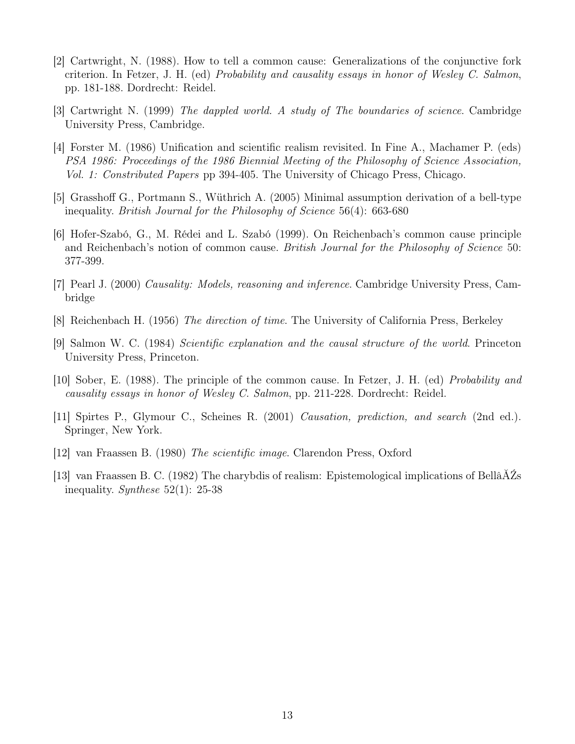[2] Cartwright, N. (1988). How to tell a common cause: Generalizations of the conjunctive fork criterion. In Fetzer, J. H. (ed) *Probability and causality essays in honor of Wesley C. Salmon*, pp. 181-188. Dordrecht: Reidel.

[3] Cartwright N. (1999) *The dappled world. A study of The boundaries of science*. Cambridge University Press, Cambridge.

[4] Forster M. (1986) Unification and scientific realism revisited. In Fine A., Machamer P. (eds) *PSA 1986: Proceedings of the 1986 Biennial Meeting of the Philosophy of Science Association, Vol. 1: Constributed Papers* pp 394-405. The University of Chicago Press, Chicago.

[5] Grasshoff G., Portmann S., Wüthrich A. (2005) Minimal assumption derivation of a bell-type inequality. *British Journal for the Philosophy of Science* 56(4): 663-680

[6] Hofer-Szabó, G., M. Rédei and L. Szabó (1999). On Reichenbach's common cause principle and Reichenbach's notion of common cause. *British Journal for the Philosophy of Science* 50: 377-399.

[7] Pearl J. (2000) *Causality: Models, reasoning and inference*. Cambridge University Press, Cambridge

[8] Reichenbach H. (1956) *The direction of time*. The University of California Press, Berkeley

[9] Salmon W. C. (1984) *Scientific explanation and the causal structure of the world*. Princeton University Press, Princeton.

[10] Sober, E. (1988). The principle of the common cause. In Fetzer, J. H. (ed) *Probability and causality essays in honor of Wesley C. Salmon*, pp. 211-228. Dordrecht: Reidel.

[11] Spirtes P., Glymour C., Scheines R. (2001) *Causation, prediction, and search* (2nd ed.). Springer, New York.

[12] van Fraassen B. (1980) *The scientific image*. Clarendon Press, Oxford

[13] van Fraassen B. C. (1982) The charybdis of realism: Epistemological implications of BellâĂŹs inequality. *Synthese* 52(1): 25-38